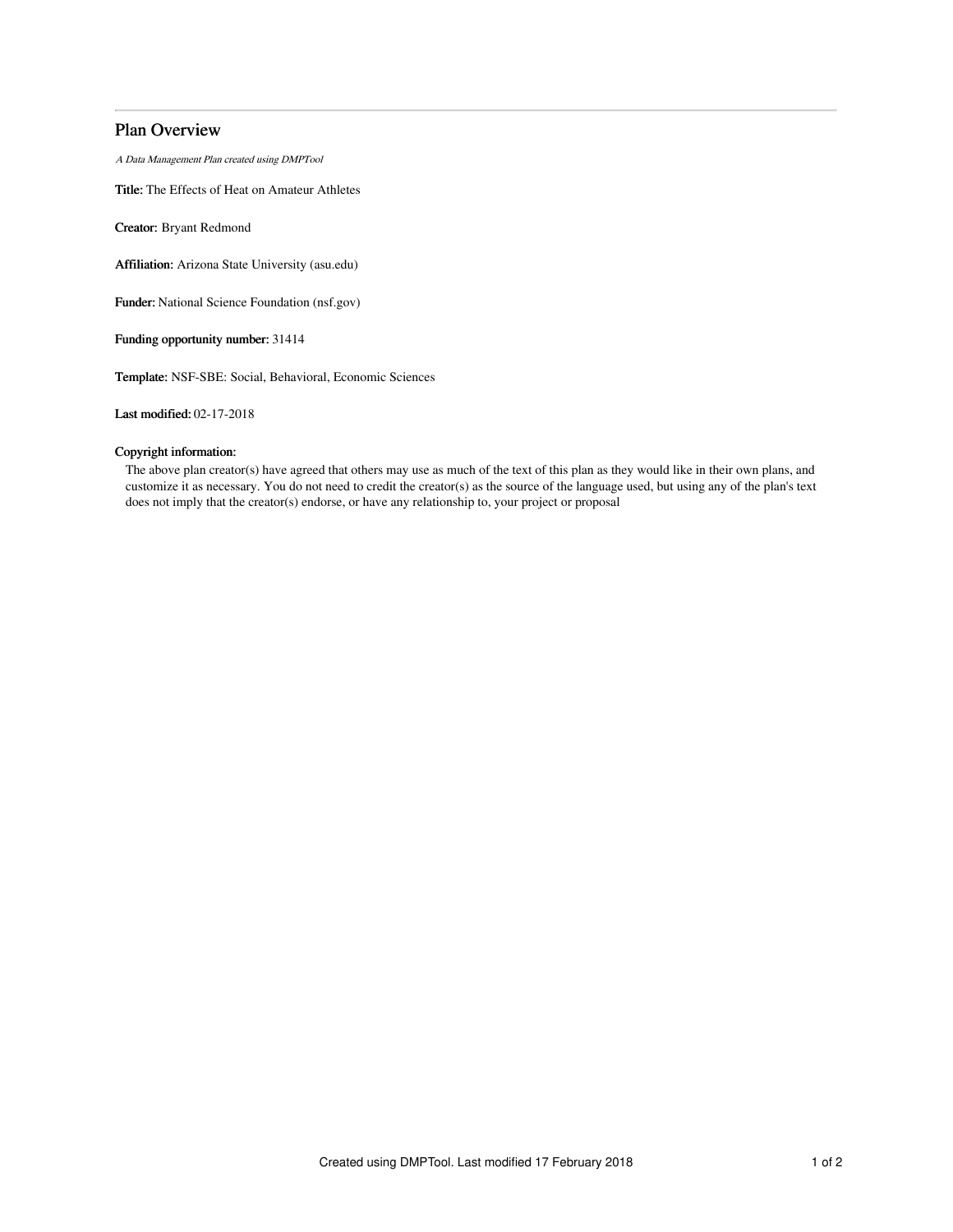# Plan Overview

*A Data Management Plan created using DMPTool*

**Title:** The Effects of Heat on Amateur Athletes

**Creator:** Bryant Redmond

**Affiliation:** Arizona State University (asu.edu)

**Funder:** National Science Foundation (nsf.gov)

**Funding opportunity number:** 31414

**Template:** NSF-SBE: Social, Behavioral, Economic Sciences

**Last modified:** 02-17-2018

**Copyright information:**

The above plan creator(s) have agreed that others may use as much of the text of this plan as they would like in their own plans, and customize it as necessary. You do not need to credit the creator(s) as the source of the language used, but using any of the plan's text does not imply that the creator(s) endorse, or have any relationship to, your project or proposal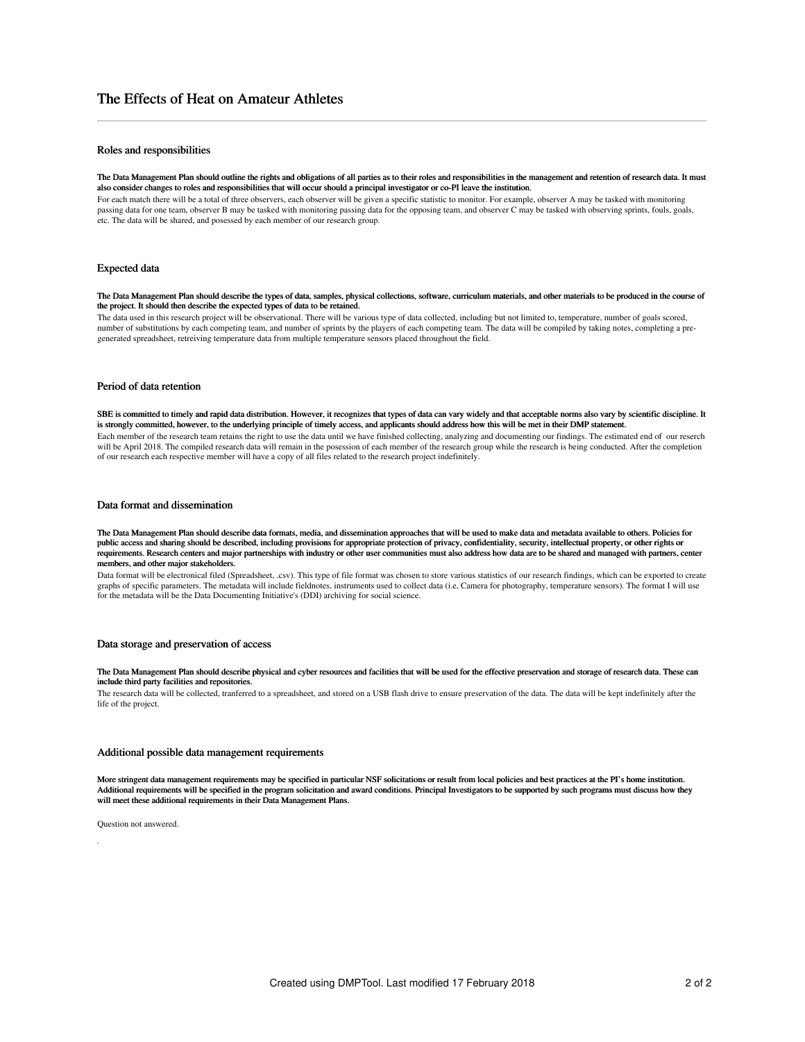# The Effects of Heat on Amateur Athletes

## Roles and responsibilities

**The Data Management Plan should outline the rights and obligations of all parties as to their roles and responsibilities in the management and retention of research data. It must also consider changes to roles and responsibilities that will occur should a principal investigator or co-PI leave the institution.**

For each match there will be a total of three observers, each observer will be given a specific statistic to monitor. For example, observer A may be tasked with monitoring passing data for one team, observer B may be tasked with monitoring passing data for the opposing team, and observer C may be tasked with observing sprints, fouls, goals, etc. The data will be shared, and posessed by each member of our research group.

## Expected data

**The Data Management Plan should describe the types of data, samples, physical collections, software, curriculum materials, and other materials to be produced in the course of the project. It should then describe the expected types of data to be retained.**

The data used in this research project will be observational. There will be various type of data collected, including but not limited to, temperature, number of goals scored, number of substitutions by each competing team, and number of sprints by the players of each competing team. The data will be compiled by taking notes, completing a pre-generated spreadsheet, retreiving temperature data from multiple temperature sensors placed throughout the field.

## Period of data retention

**SBE is committed to timely and rapid data distribution. However, it recognizes that types of data can vary widely and that acceptable norms also vary by scientific discipline. It is strongly committed, however, to the underlying principle of timely access, and applicants should address how this will be met in their DMP statement.**

Each member of the research team retains the right to use the data until we have finished collecting, analyzing and documenting our findings. The estimated end of our reserch will be April 2018. The compiled research data will remain in the posession of each member of the research group while the research is being conducted. After the completion of our research each respective member will have a copy of all files related to the research project indefinitely.

## Data format and dissemination

**The Data Management Plan should describe data formats, media, and dissemination approaches that will be used to make data and metadata available to others. Policies for public access and sharing should be described, including provisions for appropriate protection of privacy, confidentiality, security, intellectual property, or other rights or requirements. Research centers and major partnerships with industry or other user communities must also address how data are to be shared and managed with partners, center members, and other major stakeholders.**

Data format will be electronical filed (Spreadsheet, .csv). This type of file format was chosen to store various statistics of our research findings, which can be exported to create graphs of specific parameters. The metadata will include fieldnotes, instruments used to collect data (i.e, Camera for photography, temperature sensors). The format I will use for the metadata will be the Data Documenting Initiative's (DDI) archiving for social science.

## Data storage and preservation of access

**The Data Management Plan should describe physical and cyber resources and facilities that will be used for the effective preservation and storage of research data. These can include third party facilities and repositories.**

The research data will be collected, tranferred to a spreadsheet, and stored on a USB flash drive to ensure preservation of the data. The data will be kept indefinitely after the life of the project.

## Additional possible data management requirements

**More stringent data management requirements may be specified in particular NSF solicitations or result from local policies and best practices at the PI's home institution. Additional requirements will be specified in the program solicitation and award conditions. Principal Investigators to be supported by such programs must discuss how they will meet these additional requirements in their Data Management Plans.**

Question not answered.

Created using DMPTool. Last modified 17 February 2018